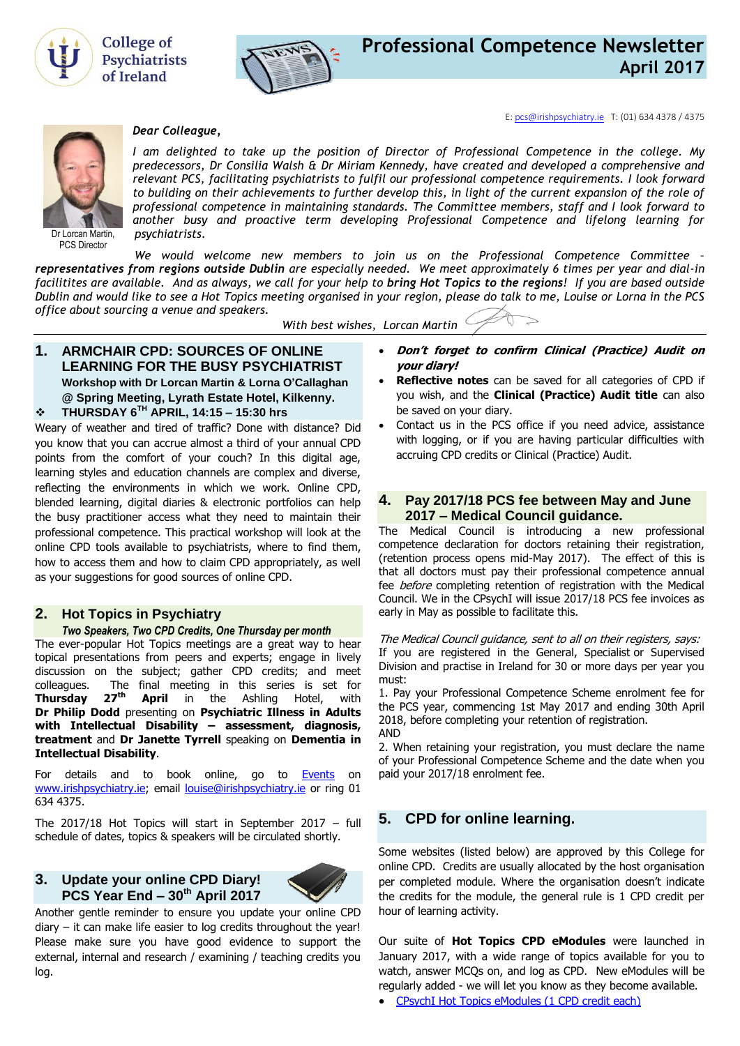College of Psychiatrists of Ireland

# Professional Competence Newsletter
## April 2017

E: pcs@irishpsychiatry.ie T: (01) 634 4378 / 4375

Dr Lorcan Martin, PCS Director

*Dear Colleague,*

*I am delighted to take up the position of Director of Professional Competence in the college. My predecessors, Dr Consilia Walsh & Dr Miriam Kennedy, have created and developed a comprehensive and relevant PCS, facilitating psychiatrists to fulfil our professional competence requirements. I look forward to building on their achievements to further develop this, in light of the current expansion of the role of professional competence in maintaining standards. The Committee members, staff and I look forward to another busy and proactive term developing Professional Competence and lifelong learning for psychiatrists.*

*We would welcome new members to join us on the Professional Competence Committee – **representatives from regions outside Dublin** are especially needed. We meet approximately 6 times per year and dial-in facilitites are available. And as always, we call for your help to **bring Hot Topics to the regions**! If you are based outside Dublin and would like to see a Hot Topics meeting organised in your region, please do talk to me, Louise or Lorna in the PCS office about sourcing a venue and speakers.*

*With best wishes, Lorcan Martin*

## 1. ARMCHAIR CPD: SOURCES OF ONLINE LEARNING FOR THE BUSY PSYCHIATRIST

**Workshop with Dr Lorcan Martin & Lorna O'Callaghan @ Spring Meeting, Lyrath Estate Hotel, Kilkenny.**

❖ **THURSDAY 6TH APRIL, 14:15 – 15:30 hrs**

Weary of weather and tired of traffic? Done with distance? Did you know that you can accrue almost a third of your annual CPD points from the comfort of your couch? In this digital age, learning styles and education channels are complex and diverse, reflecting the environments in which we work. Online CPD, blended learning, digital diaries & electronic portfolios can help the busy practitioner access what they need to maintain their professional competence. This practical workshop will look at the online CPD tools available to psychiatrists, where to find them, how to access them and how to claim CPD appropriately, as well as your suggestions for good sources of online CPD.

## 2. Hot Topics in Psychiatry

***Two Speakers, Two CPD Credits, One Thursday per month***

The ever-popular Hot Topics meetings are a great way to hear topical presentations from peers and experts; engage in lively discussion on the subject; gather CPD credits; and meet colleagues. The final meeting in this series is set for **Thursday 27th April** in the Ashling Hotel, with **Dr Philip Dodd** presenting on **Psychiatric Illness in Adults with Intellectual Disability – assessment, diagnosis, treatment** and **Dr Janette Tyrrell** speaking on **Dementia in Intellectual Disability**.

For details and to book online, go to Events on www.irishpsychiatry.ie; email louise@irishpsychiatry.ie or ring 01 634 4375.

The 2017/18 Hot Topics will start in September 2017 – full schedule of dates, topics & speakers will be circulated shortly.

## 3. Update your online CPD Diary! PCS Year End – 30th April 2017

Another gentle reminder to ensure you update your online CPD diary – it can make life easier to log credits throughout the year! Please make sure you have good evidence to support the external, internal and research / examining / teaching credits you log.

- ***Don't forget to confirm Clinical (Practice) Audit on your diary!***
- **Reflective notes** can be saved for all categories of CPD if you wish, and the **Clinical (Practice) Audit title** can also be saved on your diary.
- Contact us in the PCS office if you need advice, assistance with logging, or if you are having particular difficulties with accruing CPD credits or Clinical (Practice) Audit.

## 4. Pay 2017/18 PCS fee between May and June 2017 – Medical Council guidance.

The Medical Council is introducing a new professional competence declaration for doctors retaining their registration, (retention process opens mid-May 2017). The effect of this is that all doctors must pay their professional competence annual fee *before* completing retention of registration with the Medical Council. We in the CPsychI will issue 2017/18 PCS fee invoices as early in May as possible to facilitate this.

*The Medical Council guidance, sent to all on their registers, says:*

If you are registered in the General, Specialist or Supervised Division and practise in Ireland for 30 or more days per year you must:

1. Pay your Professional Competence Scheme enrolment fee for the PCS year, commencing 1st May 2017 and ending 30th April 2018, before completing your retention of registration.

AND

2. When retaining your registration, you must declare the name of your Professional Competence Scheme and the date when you paid your 2017/18 enrolment fee.

## 5. CPD for online learning.

Some websites (listed below) are approved by this College for online CPD. Credits are usually allocated by the host organisation per completed module. Where the organisation doesn't indicate the credits for the module, the general rule is 1 CPD credit per hour of learning activity.

Our suite of **Hot Topics CPD eModules** were launched in January 2017, with a wide range of topics available for you to watch, answer MCQs on, and log as CPD. New eModules will be regularly added - we will let you know as they become available.

- CPsychI Hot Topics eModules (1 CPD credit each)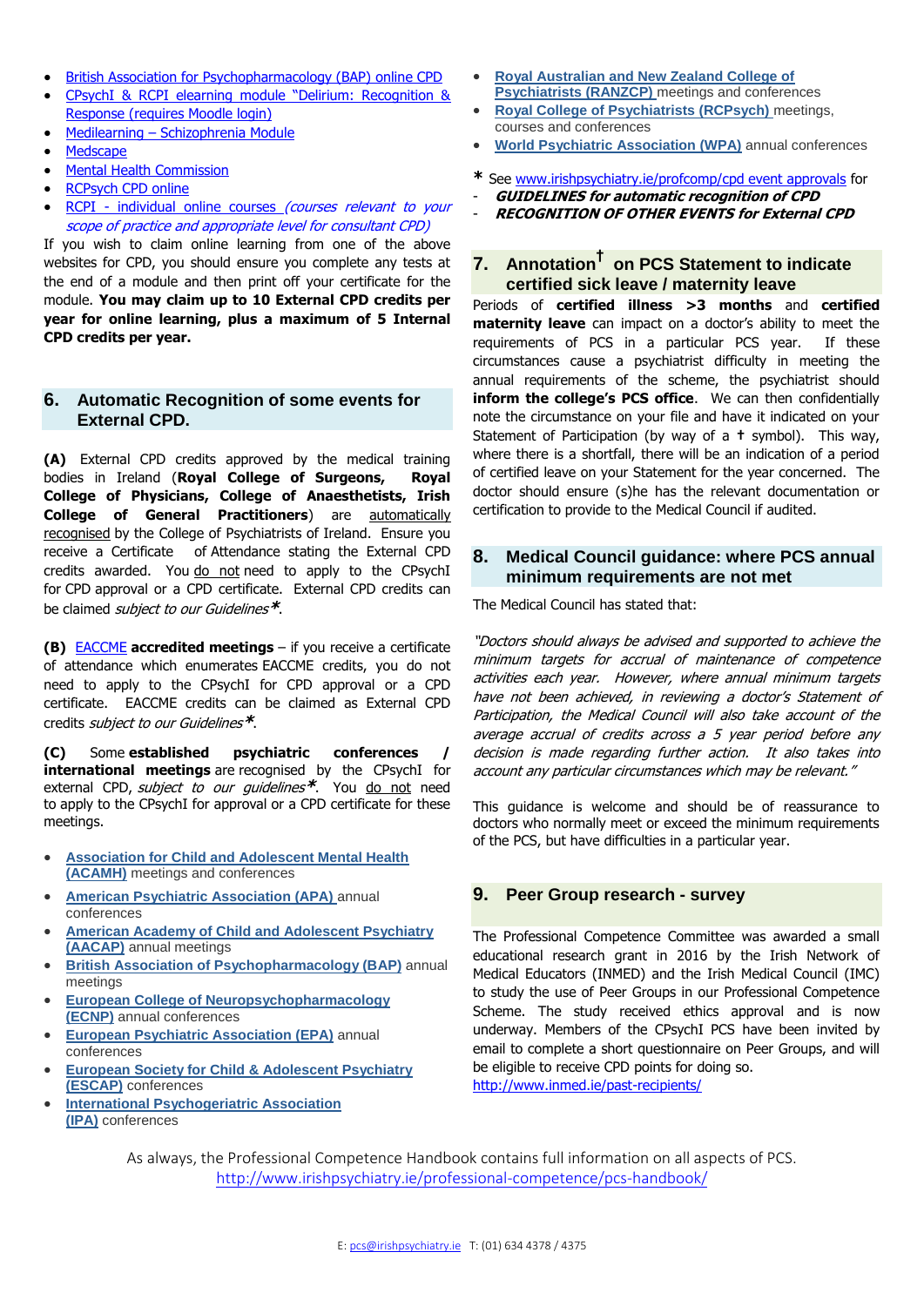- British Association for Psychopharmacology (BAP) online CPD
- CPsychI & RCPI elearning module "Delirium: Recognition & Response (requires Moodle login)
- Medilearning – Schizophrenia Module
- Medscape
- Mental Health Commission
- RCPsych CPD online
- RCPI - individual online courses *(courses relevant to your scope of practice and appropriate level for consultant CPD)*

If you wish to claim online learning from one of the above websites for CPD, you should ensure you complete any tests at the end of a module and then print off your certificate for the module. **You may claim up to 10 External CPD credits per year for online learning, plus a maximum of 5 Internal CPD credits per year.**

## 6. Automatic Recognition of some events for External CPD.

**(A)** External CPD credits approved by the medical training bodies in Ireland (**Royal College of Surgeons, Royal College of Physicians, College of Anaesthetists, Irish College of General Practitioners**) are automatically recognised by the College of Psychiatrists of Ireland. Ensure you receive a Certificate of Attendance stating the External CPD credits awarded. You do not need to apply to the CPsychI for CPD approval or a CPD certificate. External CPD credits can be claimed *subject to our Guidelines*\*.

**(B)** EACCME **accredited meetings** – if you receive a certificate of attendance which enumerates EACCME credits, you do not need to apply to the CPsychI for CPD approval or a CPD certificate. EACCME credits can be claimed as External CPD credits *subject to our Guidelines*\*.

**(C)** Some **established psychiatric conferences / international meetings** are recognised by the CPsychI for external CPD, *subject to our guidelines*\*. You do not need to apply to the CPsychI for approval or a CPD certificate for these meetings.

- **Association for Child and Adolescent Mental Health (ACAMH)** meetings and conferences
- **American Psychiatric Association (APA)** annual conferences
- **American Academy of Child and Adolescent Psychiatry (AACAP)** annual meetings
- **British Association of Psychopharmacology (BAP)** annual meetings
- **European College of Neuropsychopharmacology (ECNP)** annual conferences
- **European Psychiatric Association (EPA)** annual conferences
- **European Society for Child & Adolescent Psychiatry (ESCAP)** conferences
- **International Psychogeriatric Association (IPA)** conferences
- **Royal Australian and New Zealand College of Psychiatrists (RANZCP)** meetings and conferences
- **Royal College of Psychiatrists (RCPsych)** meetings, courses and conferences
- **World Psychiatric Association (WPA)** annual conferences

\* See www.irishpsychiatry.ie/profcomp/cpd event approvals for
- ***GUIDELINES for automatic recognition of CPD***
- ***RECOGNITION OF OTHER EVENTS for External CPD***

## 7. Annotation† on PCS Statement to indicate certified sick leave / maternity leave

Periods of **certified illness >3 months** and **certified maternity leave** can impact on a doctor's ability to meet the requirements of PCS in a particular PCS year. If these circumstances cause a psychiatrist difficulty in meeting the annual requirements of the scheme, the psychiatrist should **inform the college's PCS office**. We can then confidentially note the circumstance on your file and have it indicated on your Statement of Participation (by way of a † symbol). This way, where there is a shortfall, there will be an indication of a period of certified leave on your Statement for the year concerned. The doctor should ensure (s)he has the relevant documentation or certification to provide to the Medical Council if audited.

## 8. Medical Council guidance: where PCS annual minimum requirements are not met

The Medical Council has stated that:

*"Doctors should always be advised and supported to achieve the minimum targets for accrual of maintenance of competence activities each year. However, where annual minimum targets have not been achieved, in reviewing a doctor's Statement of Participation, the Medical Council will also take account of the average accrual of credits across a 5 year period before any decision is made regarding further action. It also takes into account any particular circumstances which may be relevant."*

This guidance is welcome and should be of reassurance to doctors who normally meet or exceed the minimum requirements of the PCS, but have difficulties in a particular year.

## 9. Peer Group research - survey

The Professional Competence Committee was awarded a small educational research grant in 2016 by the Irish Network of Medical Educators (INMED) and the Irish Medical Council (IMC) to study the use of Peer Groups in our Professional Competence Scheme. The study received ethics approval and is now underway. Members of the CPsychI PCS have been invited by email to complete a short questionnaire on Peer Groups, and will be eligible to receive CPD points for doing so.
http://www.inmed.ie/past-recipients/

As always, the Professional Competence Handbook contains full information on all aspects of PCS.
http://www.irishpsychiatry.ie/professional-competence/pcs-handbook/

E: pcs@irishpsychiatry.ie T: (01) 634 4378 / 4375